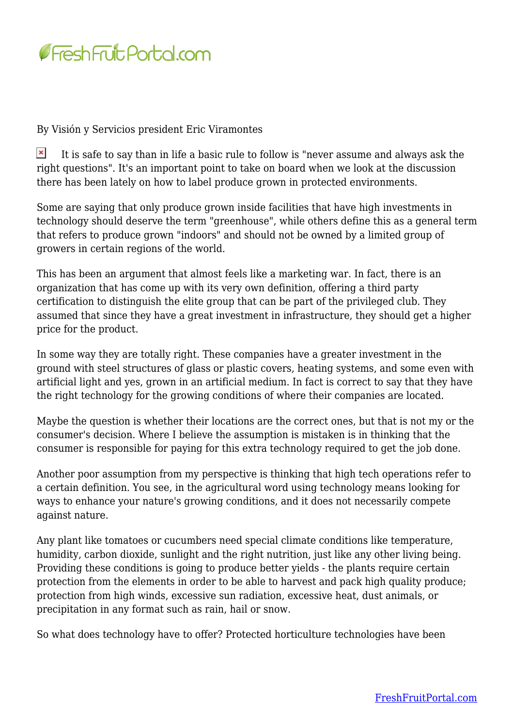By Visión y Servicios president Eric Viramontes

It is safe to say than in life a basic rule to follow is "never assume and always ask the right questions". It's an important point to take on board when we look at the discussion there has been lately on how to label produce grown in protected environments.

Some are saying that only produce grown inside facilities that have high investments in technology should deserve the term "greenhouse", while others define this as a general term that refers to produce grown "indoors" and should not be owned by a limited group of growers in certain regions of the world.

This has been an argument that almost feels like a marketing war. In fact, there is an organization that has come up with its very own definition, offering a third party certification to distinguish the elite group that can be part of the privileged club. They assumed that since they have a great investment in infrastructure, they should get a higher price for the product.

In some way they are totally right. These companies have a greater investment in the ground with steel structures of glass or plastic covers, heating systems, and some even with artificial light and yes, grown in an artificial medium. In fact is correct to say that they have the right technology for the growing conditions of where their companies are located.

Maybe the question is whether their locations are the correct ones, but that is not my or the consumer's decision. Where I believe the assumption is mistaken is in thinking that the consumer is responsible for paying for this extra technology required to get the job done.

Another poor assumption from my perspective is thinking that high tech operations refer to a certain definition. You see, in the agricultural word using technology means looking for ways to enhance your nature's growing conditions, and it does not necessarily compete against nature.

Any plant like tomatoes or cucumbers need special climate conditions like temperature, humidity, carbon dioxide, sunlight and the right nutrition, just like any other living being. Providing these conditions is going to produce better yields - the plants require certain protection from the elements in order to be able to harvest and pack high quality produce; protection from high winds, excessive sun radiation, excessive heat, dust animals, or precipitation in any format such as rain, hail or snow.

So what does technology have to offer? Protected horticulture technologies have been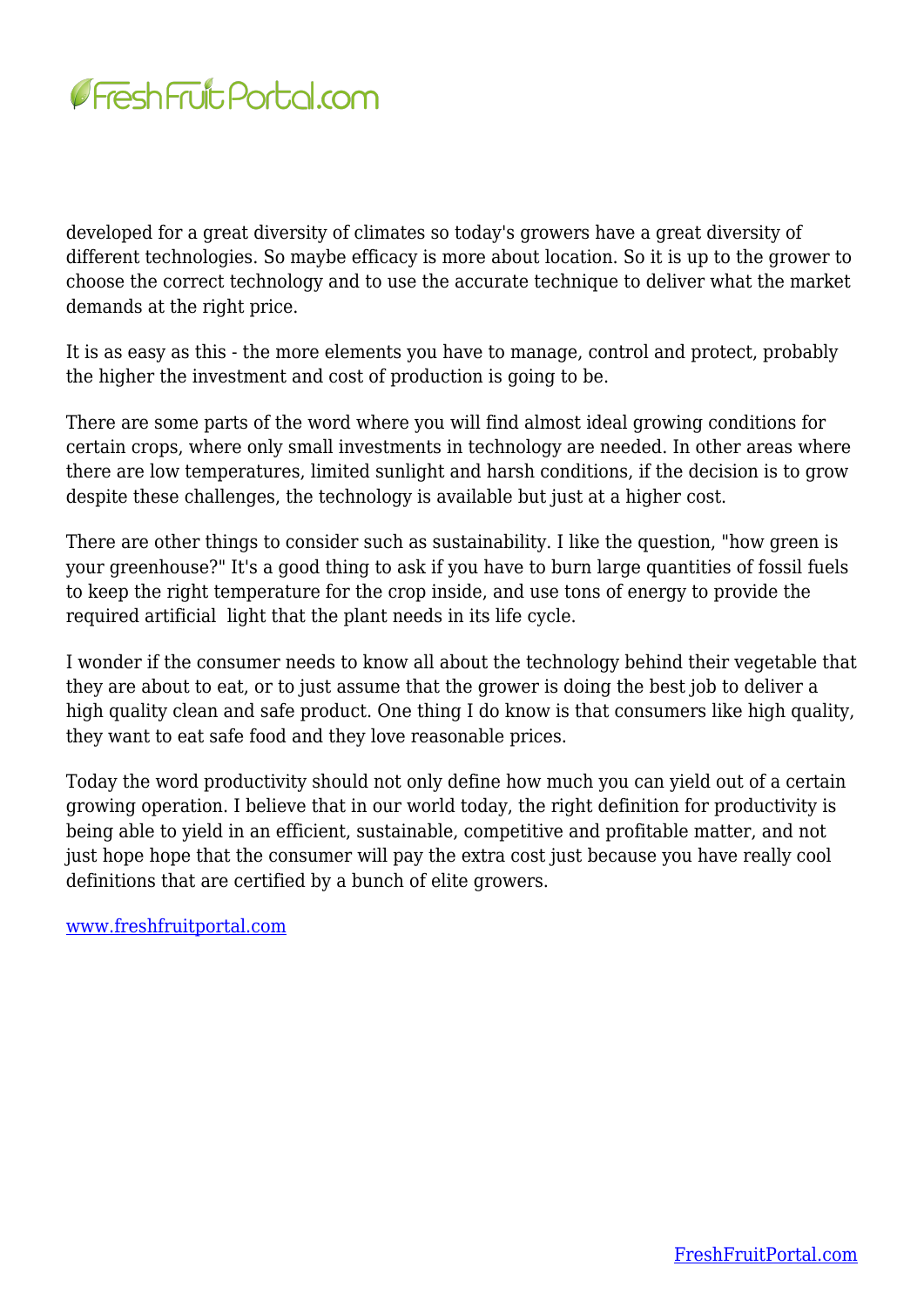developed for a great diversity of climates so today's growers have a great diversity of different technologies. So maybe efficacy is more about location. So it is up to the grower to choose the correct technology and to use the accurate technique to deliver what the market demands at the right price.

It is as easy as this - the more elements you have to manage, control and protect, probably the higher the investment and cost of production is going to be.

There are some parts of the word where you will find almost ideal growing conditions for certain crops, where only small investments in technology are needed. In other areas where there are low temperatures, limited sunlight and harsh conditions, if the decision is to grow despite these challenges, the technology is available but just at a higher cost.

There are other things to consider such as sustainability. I like the question, "how green is your greenhouse?" It's a good thing to ask if you have to burn large quantities of fossil fuels to keep the right temperature for the crop inside, and use tons of energy to provide the required artificial  light that the plant needs in its life cycle.

I wonder if the consumer needs to know all about the technology behind their vegetable that they are about to eat, or to just assume that the grower is doing the best job to deliver a high quality clean and safe product. One thing I do know is that consumers like high quality, they want to eat safe food and they love reasonable prices.

Today the word productivity should not only define how much you can yield out of a certain growing operation. I believe that in our world today, the right definition for productivity is being able to yield in an efficient, sustainable, competitive and profitable matter, and not just hope hope that the consumer will pay the extra cost just because you have really cool definitions that are certified by a bunch of elite growers.

[www.freshfruitportal.com](http://www.freshfruitportal.com)